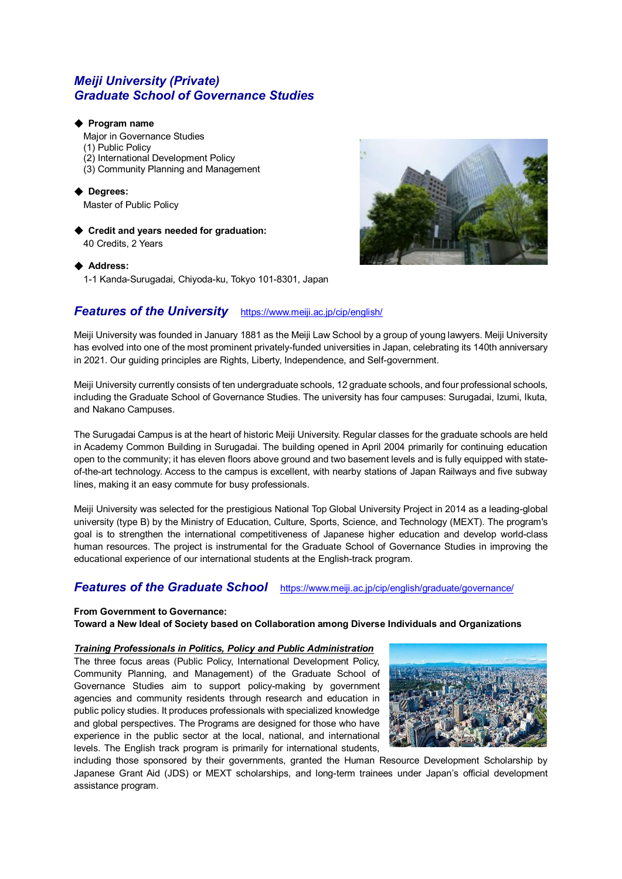# Meiji University (Private)
# Graduate School of Governance Studies

◆ **Program name**

Major in Governance Studies
(1) Public Policy
(2) International Development Policy
(3) Community Planning and Management

◆ **Degrees:**

Master of Public Policy

◆ **Credit and years needed for graduation:**

40 Credits, 2 Years

◆ **Address:**

1-1 Kanda-Surugadai, Chiyoda-ku, Tokyo 101-8301, Japan

## Features of the University https://www.meiji.ac.jp/cip/english/

Meiji University was founded in January 1881 as the Meiji Law School by a group of young lawyers. Meiji University has evolved into one of the most prominent privately-funded universities in Japan, celebrating its 140th anniversary in 2021. Our guiding principles are Rights, Liberty, Independence, and Self-government.

Meiji University currently consists of ten undergraduate schools, 12 graduate schools, and four professional schools, including the Graduate School of Governance Studies. The university has four campuses: Surugadai, Izumi, Ikuta, and Nakano Campuses.

The Surugadai Campus is at the heart of historic Meiji University. Regular classes for the graduate schools are held in Academy Common Building in Surugadai. The building opened in April 2004 primarily for continuing education open to the community; it has eleven floors above ground and two basement levels and is fully equipped with state-of-the-art technology. Access to the campus is excellent, with nearby stations of Japan Railways and five subway lines, making it an easy commute for busy professionals.

Meiji University was selected for the prestigious National Top Global University Project in 2014 as a leading-global university (type B) by the Ministry of Education, Culture, Sports, Science, and Technology (MEXT). The program's goal is to strengthen the international competitiveness of Japanese higher education and develop world-class human resources. The project is instrumental for the Graduate School of Governance Studies in improving the educational experience of our international students at the English-track program.

## Features of the Graduate School https://www.meiji.ac.jp/cip/english/graduate/governance/

**From Government to Governance:**
**Toward a New Ideal of Society based on Collaboration among Diverse Individuals and Organizations**

***Training Professionals in Politics, Policy and Public Administration***

The three focus areas (Public Policy, International Development Policy, Community Planning, and Management) of the Graduate School of Governance Studies aim to support policy-making by government agencies and community residents through research and education in public policy studies. It produces professionals with specialized knowledge and global perspectives. The Programs are designed for those who have experience in the public sector at the local, national, and international levels. The English track program is primarily for international students, including those sponsored by their governments, granted the Human Resource Development Scholarship by Japanese Grant Aid (JDS) or MEXT scholarships, and long-term trainees under Japan's official development assistance program.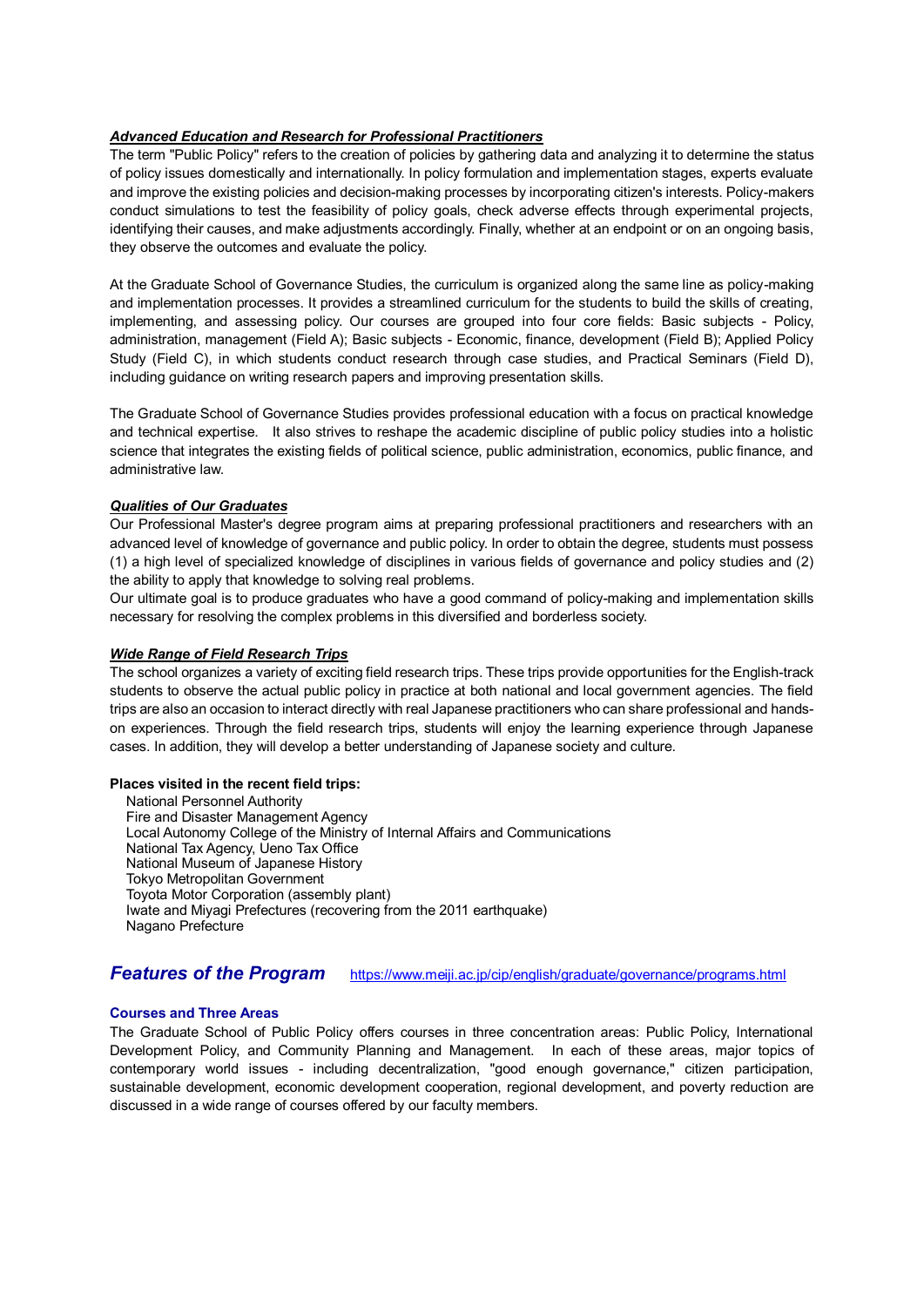***Advanced Education and Research for Professional Practitioners***

The term "Public Policy" refers to the creation of policies by gathering data and analyzing it to determine the status of policy issues domestically and internationally. In policy formulation and implementation stages, experts evaluate and improve the existing policies and decision-making processes by incorporating citizen's interests. Policy-makers conduct simulations to test the feasibility of policy goals, check adverse effects through experimental projects, identifying their causes, and make adjustments accordingly. Finally, whether at an endpoint or on an ongoing basis, they observe the outcomes and evaluate the policy.

At the Graduate School of Governance Studies, the curriculum is organized along the same line as policy-making and implementation processes. It provides a streamlined curriculum for the students to build the skills of creating, implementing, and assessing policy. Our courses are grouped into four core fields: Basic subjects - Policy, administration, management (Field A); Basic subjects - Economic, finance, development (Field B); Applied Policy Study (Field C), in which students conduct research through case studies, and Practical Seminars (Field D), including guidance on writing research papers and improving presentation skills.

The Graduate School of Governance Studies provides professional education with a focus on practical knowledge and technical expertise. It also strives to reshape the academic discipline of public policy studies into a holistic science that integrates the existing fields of political science, public administration, economics, public finance, and administrative law.

***Qualities of Our Graduates***

Our Professional Master's degree program aims at preparing professional practitioners and researchers with an advanced level of knowledge of governance and public policy. In order to obtain the degree, students must possess (1) a high level of specialized knowledge of disciplines in various fields of governance and policy studies and (2) the ability to apply that knowledge to solving real problems.

Our ultimate goal is to produce graduates who have a good command of policy-making and implementation skills necessary for resolving the complex problems in this diversified and borderless society.

***Wide Range of Field Research Trips***

The school organizes a variety of exciting field research trips. These trips provide opportunities for the English-track students to observe the actual public policy in practice at both national and local government agencies. The field trips are also an occasion to interact directly with real Japanese practitioners who can share professional and hands-on experiences. Through the field research trips, students will enjoy the learning experience through Japanese cases. In addition, they will develop a better understanding of Japanese society and culture.

**Places visited in the recent field trips:**

- National Personnel Authority
- Fire and Disaster Management Agency
- Local Autonomy College of the Ministry of Internal Affairs and Communications
- National Tax Agency, Ueno Tax Office
- National Museum of Japanese History
- Tokyo Metropolitan Government
- Toyota Motor Corporation (assembly plant)
- Iwate and Miyagi Prefectures (recovering from the 2011 earthquake)
- Nagano Prefecture

## *Features of the Program*

https://www.meiji.ac.jp/cip/english/graduate/governance/programs.html

### Courses and Three Areas

The Graduate School of Public Policy offers courses in three concentration areas: Public Policy, International Development Policy, and Community Planning and Management. In each of these areas, major topics of contemporary world issues - including decentralization, "good enough governance," citizen participation, sustainable development, economic development cooperation, regional development, and poverty reduction are discussed in a wide range of courses offered by our faculty members.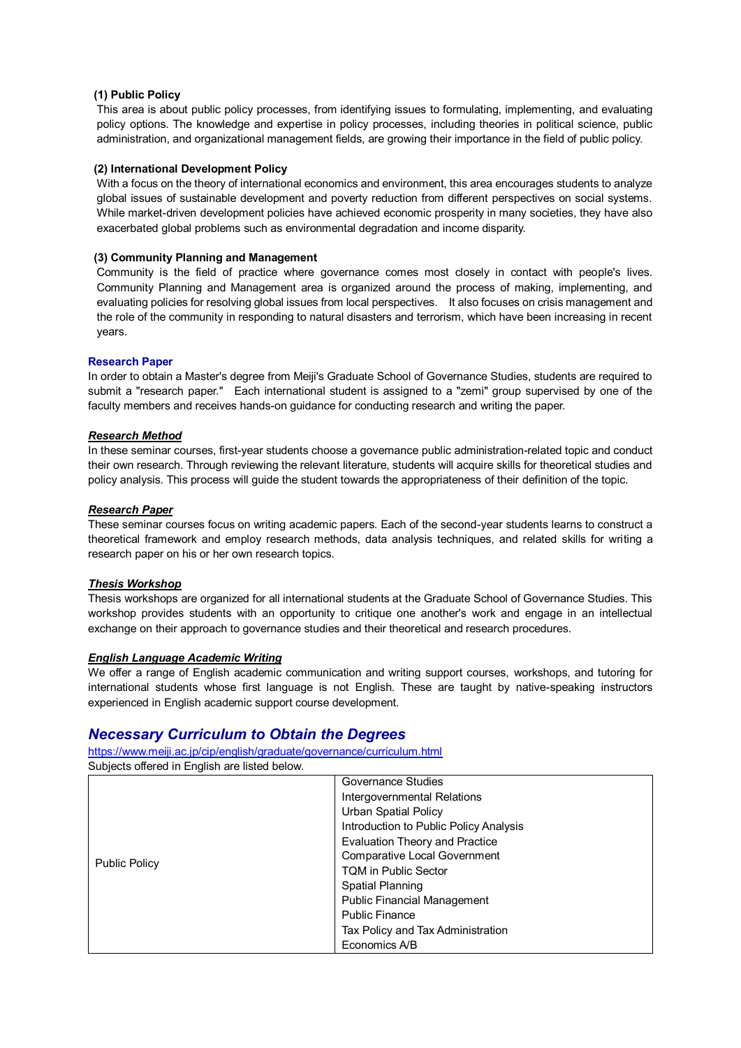**(1) Public Policy**

This area is about public policy processes, from identifying issues to formulating, implementing, and evaluating policy options. The knowledge and expertise in policy processes, including theories in political science, public administration, and organizational management fields, are growing their importance in the field of public policy.

**(2) International Development Policy**

With a focus on the theory of international economics and environment, this area encourages students to analyze global issues of sustainable development and poverty reduction from different perspectives on social systems. While market-driven development policies have achieved economic prosperity in many societies, they have also exacerbated global problems such as environmental degradation and income disparity.

**(3) Community Planning and Management**

Community is the field of practice where governance comes most closely in contact with people's lives. Community Planning and Management area is organized around the process of making, implementing, and evaluating policies for resolving global issues from local perspectives. It also focuses on crisis management and the role of the community in responding to natural disasters and terrorism, which have been increasing in recent years.

**Research Paper**

In order to obtain a Master's degree from Meiji's Graduate School of Governance Studies, students are required to submit a "research paper." Each international student is assigned to a "zemi" group supervised by one of the faculty members and receives hands-on guidance for conducting research and writing the paper.

***Research Method***

In these seminar courses, first-year students choose a governance public administration-related topic and conduct their own research. Through reviewing the relevant literature, students will acquire skills for theoretical studies and policy analysis. This process will guide the student towards the appropriateness of their definition of the topic.

***Research Paper***

These seminar courses focus on writing academic papers. Each of the second-year students learns to construct a theoretical framework and employ research methods, data analysis techniques, and related skills for writing a research paper on his or her own research topics.

***Thesis Workshop***

Thesis workshops are organized for all international students at the Graduate School of Governance Studies. This workshop provides students with an opportunity to critique one another's work and engage in an intellectual exchange on their approach to governance studies and their theoretical and research procedures.

***English Language Academic Writing***

We offer a range of English academic communication and writing support courses, workshops, and tutoring for international students whose first language is not English. These are taught by native-speaking instructors experienced in English academic support course development.

## *Necessary Curriculum to Obtain the Degrees*

https://www.meiji.ac.jp/cip/english/graduate/governance/curriculum.html

Subjects offered in English are listed below.

| | |
|---|---|
| Public Policy | Governance Studies<br>Intergovernmental Relations<br>Urban Spatial Policy<br>Introduction to Public Policy Analysis<br>Evaluation Theory and Practice<br>Comparative Local Government<br>TQM in Public Sector<br>Spatial Planning<br>Public Financial Management<br>Public Finance<br>Tax Policy and Tax Administration<br>Economics A/B |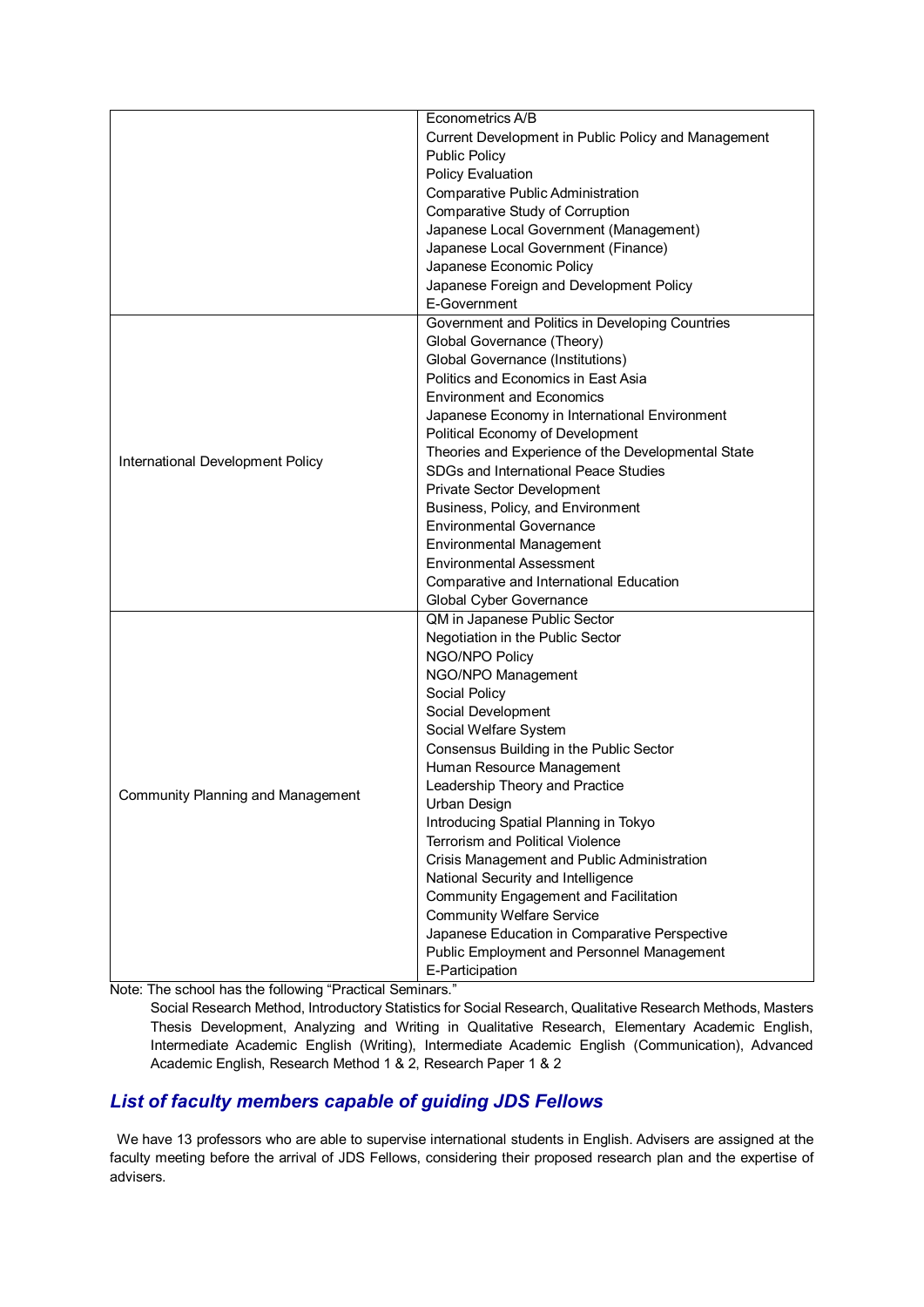| | |
|---|---|
| | Econometrics A/B<br>Current Development in Public Policy and Management<br>Public Policy<br>Policy Evaluation<br>Comparative Public Administration<br>Comparative Study of Corruption<br>Japanese Local Government (Management)<br>Japanese Local Government (Finance)<br>Japanese Economic Policy<br>Japanese Foreign and Development Policy<br>E-Government |
| International Development Policy | Government and Politics in Developing Countries<br>Global Governance (Theory)<br>Global Governance (Institutions)<br>Politics and Economics in East Asia<br>Environment and Economics<br>Japanese Economy in International Environment<br>Political Economy of Development<br>Theories and Experience of the Developmental State<br>SDGs and International Peace Studies<br>Private Sector Development<br>Business, Policy, and Environment<br>Environmental Governance<br>Environmental Management<br>Environmental Assessment<br>Comparative and International Education<br>Global Cyber Governance |
| Community Planning and Management | QM in Japanese Public Sector<br>Negotiation in the Public Sector<br>NGO/NPO Policy<br>NGO/NPO Management<br>Social Policy<br>Social Development<br>Social Welfare System<br>Consensus Building in the Public Sector<br>Human Resource Management<br>Leadership Theory and Practice<br>Urban Design<br>Introducing Spatial Planning in Tokyo<br>Terrorism and Political Violence<br>Crisis Management and Public Administration<br>National Security and Intelligence<br>Community Engagement and Facilitation<br>Community Welfare Service<br>Japanese Education in Comparative Perspective<br>Public Employment and Personnel Management<br>E-Participation |

Note: The school has the following "Practical Seminars."

Social Research Method, Introductory Statistics for Social Research, Qualitative Research Methods, Masters Thesis Development, Analyzing and Writing in Qualitative Research, Elementary Academic English, Intermediate Academic English (Writing), Intermediate Academic English (Communication), Advanced Academic English, Research Method 1 & 2, Research Paper 1 & 2

## *List of faculty members capable of guiding JDS Fellows*

We have 13 professors who are able to supervise international students in English. Advisers are assigned at the faculty meeting before the arrival of JDS Fellows, considering their proposed research plan and the expertise of advisers.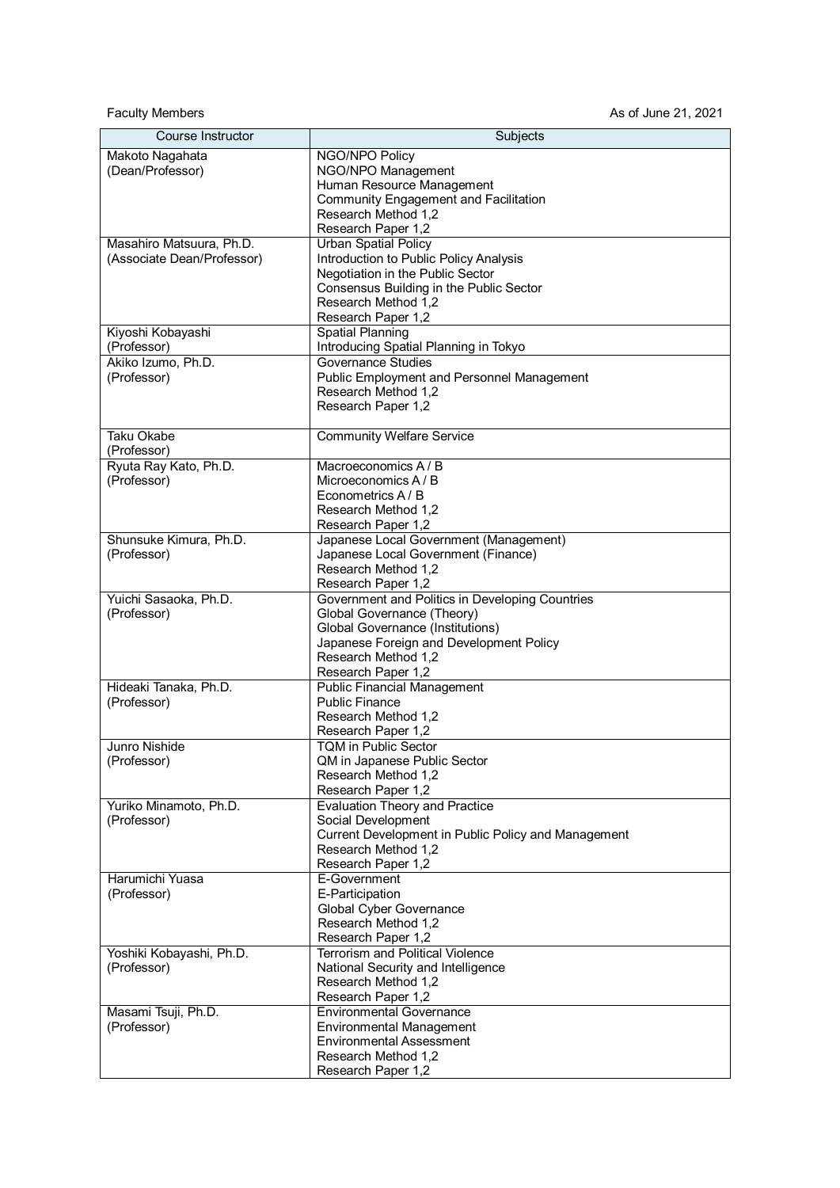Faculty Members

As of June 21, 2021

| Course Instructor | Subjects |
|---|---|
| Makoto Nagahata<br>(Dean/Professor) | NGO/NPO Policy<br>NGO/NPO Management<br>Human Resource Management<br>Community Engagement and Facilitation<br>Research Method 1,2<br>Research Paper 1,2 |
| Masahiro Matsuura, Ph.D.<br>(Associate Dean/Professor) | Urban Spatial Policy<br>Introduction to Public Policy Analysis<br>Negotiation in the Public Sector<br>Consensus Building in the Public Sector<br>Research Method 1,2<br>Research Paper 1,2 |
| Kiyoshi Kobayashi<br>(Professor) | Spatial Planning<br>Introducing Spatial Planning in Tokyo |
| Akiko Izumo, Ph.D.<br>(Professor) | Governance Studies<br>Public Employment and Personnel Management<br>Research Method 1,2<br>Research Paper 1,2 |
| Taku Okabe<br>(Professor) | Community Welfare Service |
| Ryuta Ray Kato, Ph.D.<br>(Professor) | Macroeconomics A / B<br>Microeconomics A / B<br>Econometrics A / B<br>Research Method 1,2<br>Research Paper 1,2 |
| Shunsuke Kimura, Ph.D.<br>(Professor) | Japanese Local Government (Management)<br>Japanese Local Government (Finance)<br>Research Method 1,2<br>Research Paper 1,2 |
| Yuichi Sasaoka, Ph.D.<br>(Professor) | Government and Politics in Developing Countries<br>Global Governance (Theory)<br>Global Governance (Institutions)<br>Japanese Foreign and Development Policy<br>Research Method 1,2<br>Research Paper 1,2 |
| Hideaki Tanaka, Ph.D.<br>(Professor) | Public Financial Management<br>Public Finance<br>Research Method 1,2<br>Research Paper 1,2 |
| Junro Nishide<br>(Professor) | TQM in Public Sector<br>QM in Japanese Public Sector<br>Research Method 1,2<br>Research Paper 1,2 |
| Yuriko Minamoto, Ph.D.<br>(Professor) | Evaluation Theory and Practice<br>Social Development<br>Current Development in Public Policy and Management<br>Research Method 1,2<br>Research Paper 1,2 |
| Harumichi Yuasa<br>(Professor) | E-Government<br>E-Participation<br>Global Cyber Governance<br>Research Method 1,2<br>Research Paper 1,2 |
| Yoshiki Kobayashi, Ph.D.<br>(Professor) | Terrorism and Political Violence<br>National Security and Intelligence<br>Research Method 1,2<br>Research Paper 1,2 |
| Masami Tsuji, Ph.D.<br>(Professor) | Environmental Governance<br>Environmental Management<br>Environmental Assessment<br>Research Method 1,2<br>Research Paper 1,2 |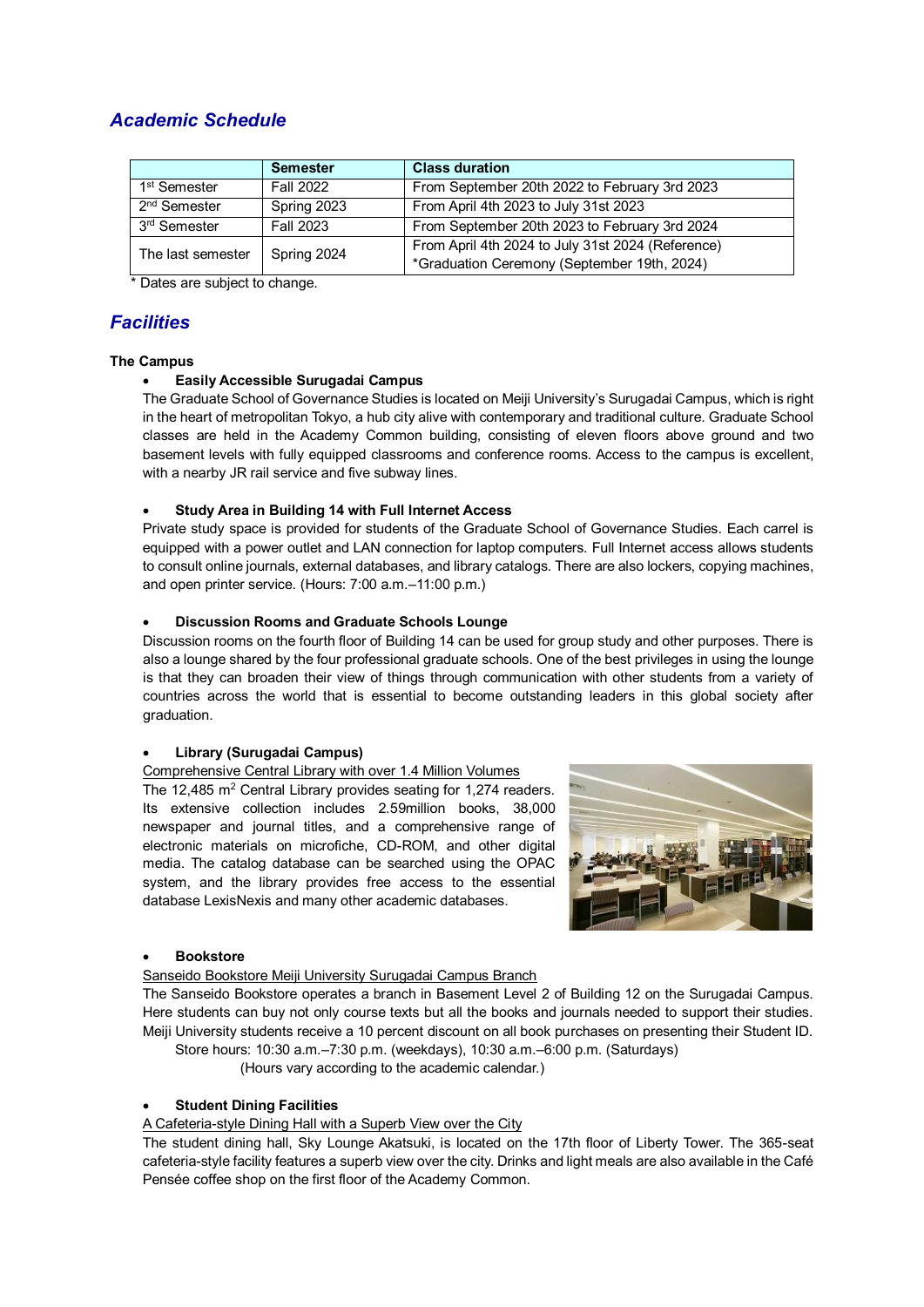## *Academic Schedule*

| | Semester | Class duration |
|---|---|---|
| 1st Semester | Fall 2022 | From September 20th 2022 to February 3rd 2023 |
| 2nd Semester | Spring 2023 | From April 4th 2023 to July 31st 2023 |
| 3rd Semester | Fall 2023 | From September 20th 2023 to February 3rd 2024 |
| The last semester | Spring 2024 | From April 4th 2024 to July 31st 2024 (Reference)<br>*Graduation Ceremony (September 19th, 2024) |

\* Dates are subject to change.

## *Facilities*

**The Campus**

- **Easily Accessible Surugadai Campus**

The Graduate School of Governance Studies is located on Meiji University's Surugadai Campus, which is right in the heart of metropolitan Tokyo, a hub city alive with contemporary and traditional culture. Graduate School classes are held in the Academy Common building, consisting of eleven floors above ground and two basement levels with fully equipped classrooms and conference rooms. Access to the campus is excellent, with a nearby JR rail service and five subway lines.

- **Study Area in Building 14 with Full Internet Access**

Private study space is provided for students of the Graduate School of Governance Studies. Each carrel is equipped with a power outlet and LAN connection for laptop computers. Full Internet access allows students to consult online journals, external databases, and library catalogs. There are also lockers, copying machines, and open printer service. (Hours: 7:00 a.m.–11:00 p.m.)

- **Discussion Rooms and Graduate Schools Lounge**

Discussion rooms on the fourth floor of Building 14 can be used for group study and other purposes. There is also a lounge shared by the four professional graduate schools. One of the best privileges in using the lounge is that they can broaden their view of things through communication with other students from a variety of countries across the world that is essential to become outstanding leaders in this global society after graduation.

- **Library (Surugadai Campus)**

Comprehensive Central Library with over 1.4 Million Volumes

The 12,485 m$^2$ Central Library provides seating for 1,274 readers. Its extensive collection includes 2.59million books, 38,000 newspaper and journal titles, and a comprehensive range of electronic materials on microfiche, CD-ROM, and other digital media. The catalog database can be searched using the OPAC system, and the library provides free access to the essential database LexisNexis and many other academic databases.

- **Bookstore**

Sanseido Bookstore Meiji University Surugadai Campus Branch

The Sanseido Bookstore operates a branch in Basement Level 2 of Building 12 on the Surugadai Campus. Here students can buy not only course texts but all the books and journals needed to support their studies. Meiji University students receive a 10 percent discount on all book purchases on presenting their Student ID.

Store hours: 10:30 a.m.–7:30 p.m. (weekdays), 10:30 a.m.–6:00 p.m. (Saturdays)
(Hours vary according to the academic calendar.)

- **Student Dining Facilities**

A Cafeteria-style Dining Hall with a Superb View over the City

The student dining hall, Sky Lounge Akatsuki, is located on the 17th floor of Liberty Tower. The 365-seat cafeteria-style facility features a superb view over the city. Drinks and light meals are also available in the Café Pensée coffee shop on the first floor of the Academy Common.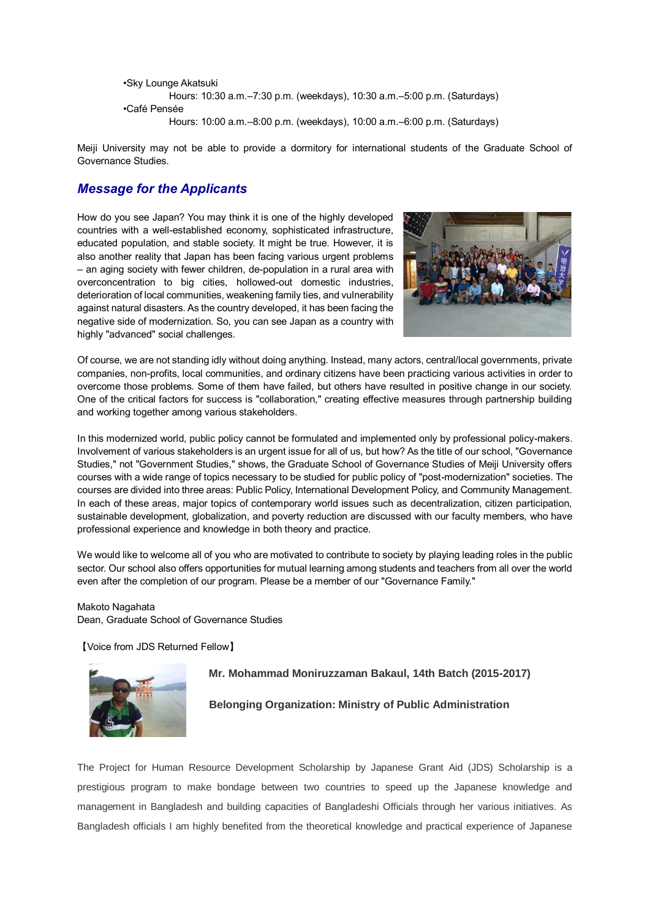- Sky Lounge Akatsuki
  Hours: 10:30 a.m.–7:30 p.m. (weekdays), 10:30 a.m.–5:00 p.m. (Saturdays)
- Café Pensée
  Hours: 10:00 a.m.–8:00 p.m. (weekdays), 10:00 a.m.–6:00 p.m. (Saturdays)

Meiji University may not be able to provide a dormitory for international students of the Graduate School of Governance Studies.

## *Message for the Applicants*

How do you see Japan? You may think it is one of the highly developed countries with a well-established economy, sophisticated infrastructure, educated population, and stable society. It might be true. However, it is also another reality that Japan has been facing various urgent problems – an aging society with fewer children, de-population in a rural area with overconcentration to big cities, hollowed-out domestic industries, deterioration of local communities, weakening family ties, and vulnerability against natural disasters. As the country developed, it has been facing the negative side of modernization. So, you can see Japan as a country with highly "advanced" social challenges.

Of course, we are not standing idly without doing anything. Instead, many actors, central/local governments, private companies, non-profits, local communities, and ordinary citizens have been practicing various activities in order to overcome those problems. Some of them have failed, but others have resulted in positive change in our society. One of the critical factors for success is "collaboration," creating effective measures through partnership building and working together among various stakeholders.

In this modernized world, public policy cannot be formulated and implemented only by professional policy-makers. Involvement of various stakeholders is an urgent issue for all of us, but how? As the title of our school, "Governance Studies," not "Government Studies," shows, the Graduate School of Governance Studies of Meiji University offers courses with a wide range of topics necessary to be studied for public policy of "post-modernization" societies. The courses are divided into three areas: Public Policy, International Development Policy, and Community Management. In each of these areas, major topics of contemporary world issues such as decentralization, citizen participation, sustainable development, globalization, and poverty reduction are discussed with our faculty members, who have professional experience and knowledge in both theory and practice.

We would like to welcome all of you who are motivated to contribute to society by playing leading roles in the public sector. Our school also offers opportunities for mutual learning among students and teachers from all over the world even after the completion of our program. Please be a member of our "Governance Family."

Makoto Nagahata
Dean, Graduate School of Governance Studies

【Voice from JDS Returned Fellow】

**Mr. Mohammad Moniruzzaman Bakaul, 14th Batch (2015-2017)**

**Belonging Organization: Ministry of Public Administration**

The Project for Human Resource Development Scholarship by Japanese Grant Aid (JDS) Scholarship is a prestigious program to make bondage between two countries to speed up the Japanese knowledge and management in Bangladesh and building capacities of Bangladeshi Officials through her various initiatives. As Bangladesh officials I am highly benefited from the theoretical knowledge and practical experience of Japanese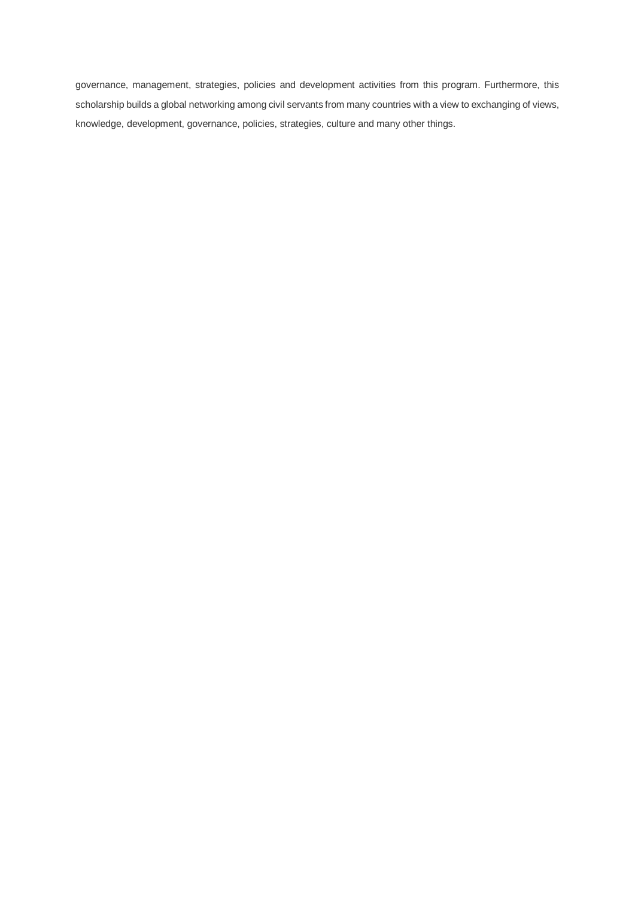governance, management, strategies, policies and development activities from this program. Furthermore, this scholarship builds a global networking among civil servants from many countries with a view to exchanging of views, knowledge, development, governance, policies, strategies, culture and many other things.